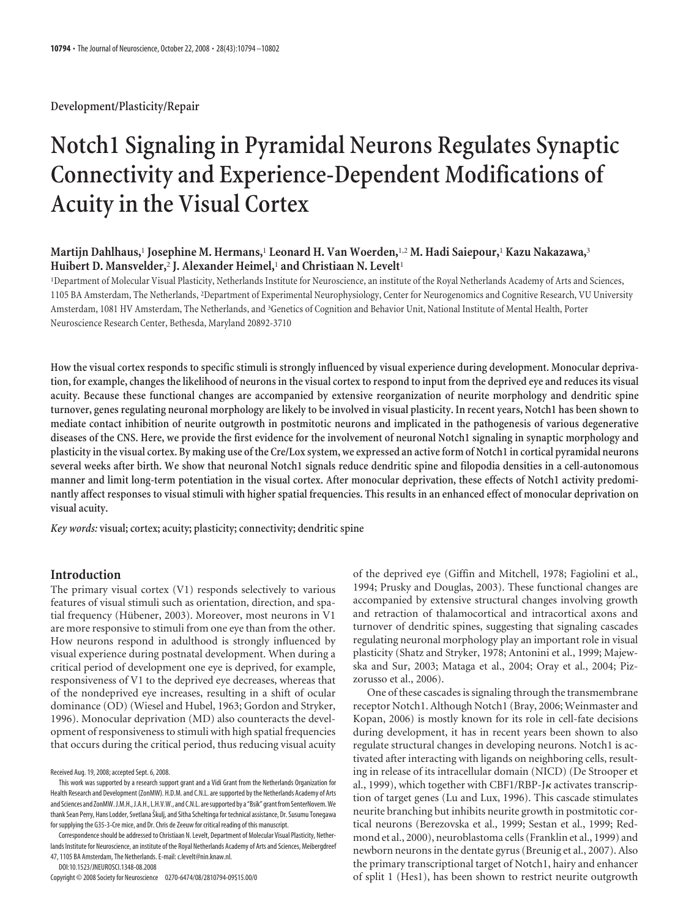Development/Plasticity/Repair

# Notch1 Signaling in Pyramidal Neurons Regulates Synaptic Connectivity and Experience-Dependent Modifications of Acuity in the Visual Cortex

**Martijn Dahlhaus,[1] Josephine M. Hermans,[1] Leonard H. Van Woerden,[1,2] M. Hadi Saiepour,[1] Kazu Nakazawa,[3] Huibert D. Mansvelder,[2] J. Alexander Heimel,[1] and Christiaan N. Levelt[1]**

[1]Department of Molecular Visual Plasticity, Netherlands Institute for Neuroscience, an institute of the Royal Netherlands Academy of Arts and Sciences, 1105 BA Amsterdam, The Netherlands, [2]Department of Experimental Neurophysiology, Center for Neurogenomics and Cognitive Research, VU University Amsterdam, 1081 HV Amsterdam, The Netherlands, and [3]Genetics of Cognition and Behavior Unit, National Institute of Mental Health, Porter Neuroscience Research Center, Bethesda, Maryland 20892-3710

**How the visual cortex responds to specific stimuli is strongly influenced by visual experience during development. Monocular deprivation, for example, changes the likelihood of neurons in the visual cortex to respond to input from the deprived eye and reduces its visual acuity. Because these functional changes are accompanied by extensive reorganization of neurite morphology and dendritic spine turnover, genes regulating neuronal morphology are likely to be involved in visual plasticity. In recent years, Notch1 has been shown to mediate contact inhibition of neurite outgrowth in postmitotic neurons and implicated in the pathogenesis of various degenerative diseases of the CNS. Here, we provide the first evidence for the involvement of neuronal Notch1 signaling in synaptic morphology and plasticity in the visual cortex. By making use of the Cre/Lox system, we expressed an active form of Notch1 in cortical pyramidal neurons several weeks after birth. We show that neuronal Notch1 signals reduce dendritic spine and filopodia densities in a cell-autonomous manner and limit long-term potentiation in the visual cortex. After monocular deprivation, these effects of Notch1 activity predominantly affect responses to visual stimuli with higher spatial frequencies. This results in an enhanced effect of monocular deprivation on visual acuity.**

***Key words:*** **visual; cortex; acuity; plasticity; connectivity; dendritic spine**

## Introduction

The primary visual cortex (V1) responds selectively to various features of visual stimuli such as orientation, direction, and spatial frequency (Hübener, 2003). Moreover, most neurons in V1 are more responsive to stimuli from one eye than from the other. How neurons respond in adulthood is strongly influenced by visual experience during postnatal development. When during a critical period of development one eye is deprived, for example, responsiveness of V1 to the deprived eye decreases, whereas that of the nondeprived eye increases, resulting in a shift of ocular dominance (OD) (Wiesel and Hubel, 1963; Gordon and Stryker, 1996). Monocular deprivation (MD) also counteracts the development of responsiveness to stimuli with high spatial frequencies that occurs during the critical period, thus reducing visual acuity of the deprived eye (Giffin and Mitchell, 1978; Fagiolini et al., 1994; Prusky and Douglas, 2003). These functional changes are accompanied by extensive structural changes involving growth and retraction of thalamocortical and intracortical axons and turnover of dendritic spines, suggesting that signaling cascades regulating neuronal morphology play an important role in visual plasticity (Shatz and Stryker, 1978; Antonini et al., 1999; Majewska and Sur, 2003; Mataga et al., 2004; Oray et al., 2004; Pizzorusso et al., 2006).

One of these cascades is signaling through the transmembrane receptor Notch1. Although Notch1 (Bray, 2006; Weinmaster and Kopan, 2006) is mostly known for its role in cell-fate decisions during development, it has in recent years been shown to also regulate structural changes in developing neurons. Notch1 is activated after interacting with ligands on neighboring cells, resulting in release of its intracellular domain (NICD) (De Strooper et al., 1999), which together with CBF1/RBP-Jκ activates transcription of target genes (Lu and Lux, 1996). This cascade stimulates neurite branching but inhibits neurite growth in postmitotic cortical neurons (Berezovska et al., 1999; Sestan et al., 1999; Redmond et al., 2000), neuroblastoma cells (Franklin et al., 1999) and newborn neurons in the dentate gyrus (Breunig et al., 2007). Also the primary transcriptional target of Notch1, hairy and enhancer of split 1 (Hes1), has been shown to restrict neurite outgrowth

Received Aug. 19, 2008; accepted Sept. 6, 2008.

This work was supported by a research support grant and a Vidi Grant from the Netherlands Organization for Health Research and Development (ZonMW). H.D.M. and C.N.L. are supported by the Netherlands Academy of Arts and Sciences and ZonMW. J.M.H., J.A.H., L.H.V.W., and C.N.L. are supported by a "Bsik" grant from SenterNovem. We thank Sean Perry, Hans Lodder, Svetlana Škulj, and Sitha Scheltinga for technical assistance, Dr. Susumu Tonegawa for supplying the G35-3-Cre mice, and Dr. Chris de Zeeuw for critical reading of this manuscript.

Correspondence should be addressed to Christiaan N. Levelt, Department of Molecular Visual Plasticity, Netherlands Institute for Neuroscience, an institute of the Royal Netherlands Academy of Arts and Sciences, Meibergdreef 47, 1105 BA Amsterdam, The Netherlands. E-mail: c.levelt@nin.knaw.nl.

DOI:10.1523/JNEUROSCI.1348-08.2008

Copyright © 2008 Society for Neuroscience 0270-6474/08/2810794-09$15.00/0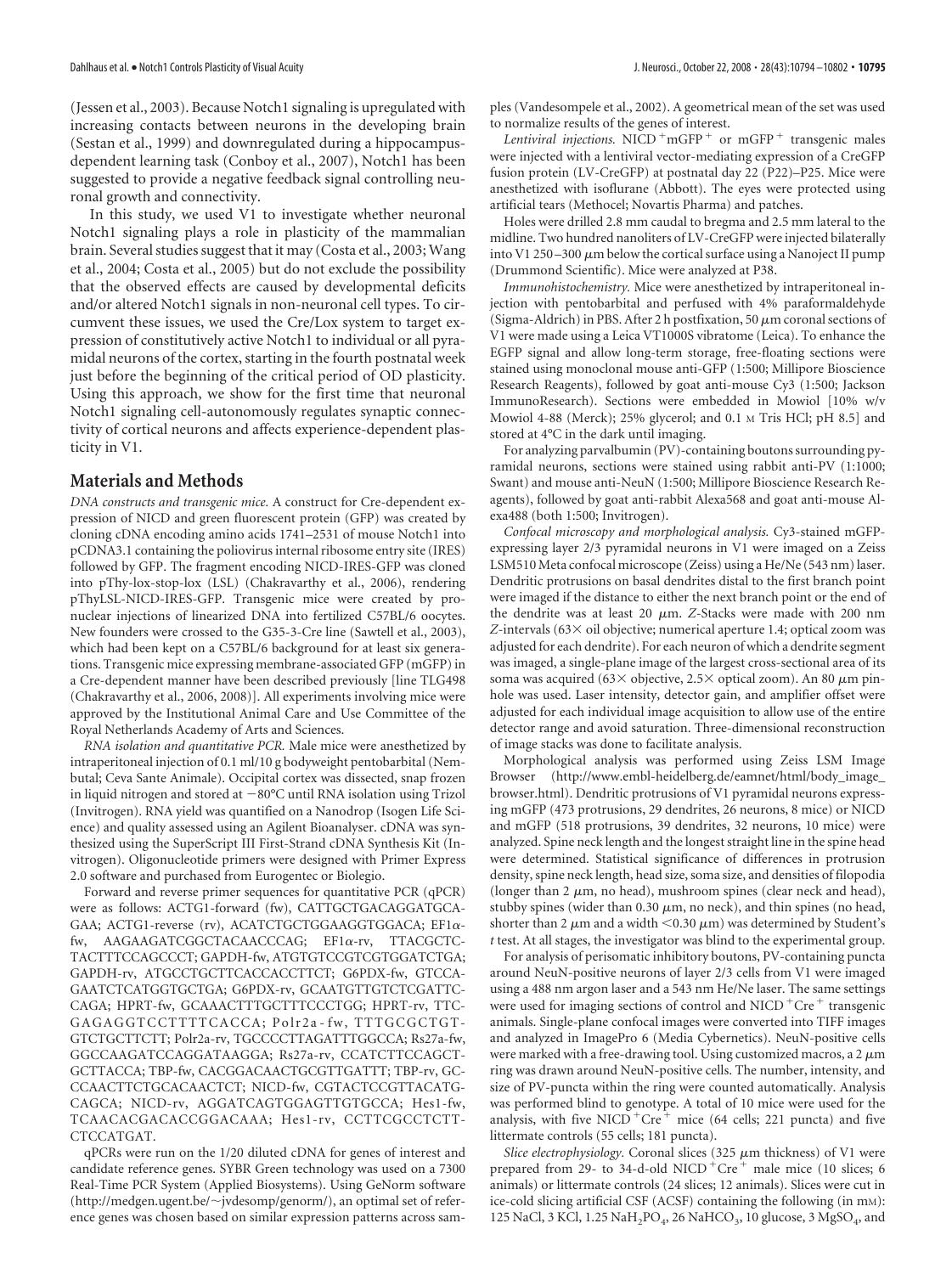(Jessen et al., 2003). Because Notch1 signaling is upregulated with increasing contacts between neurons in the developing brain (Sestan et al., 1999) and downregulated during a hippocampus-dependent learning task (Conboy et al., 2007), Notch1 has been suggested to provide a negative feedback signal controlling neuronal growth and connectivity.

In this study, we used V1 to investigate whether neuronal Notch1 signaling plays a role in plasticity of the mammalian brain. Several studies suggest that it may (Costa et al., 2003; Wang et al., 2004; Costa et al., 2005) but do not exclude the possibility that the observed effects are caused by developmental deficits and/or altered Notch1 signals in non-neuronal cell types. To circumvent these issues, we used the Cre/Lox system to target expression of constitutively active Notch1 to individual or all pyramidal neurons of the cortex, starting in the fourth postnatal week just before the beginning of the critical period of OD plasticity. Using this approach, we show for the first time that neuronal Notch1 signaling cell-autonomously regulates synaptic connectivity of cortical neurons and affects experience-dependent plasticity in V1.

## Materials and Methods

*DNA constructs and transgenic mice.* A construct for Cre-dependent expression of NICD and green fluorescent protein (GFP) was created by cloning cDNA encoding amino acids 1741–2531 of mouse Notch1 into pCDNA3.1 containing the poliovirus internal ribosome entry site (IRES) followed by GFP. The fragment encoding NICD-IRES-GFP was cloned into pThy-lox-stop-lox (LSL) (Chakravarthy et al., 2006), rendering pThyLSL-NICD-IRES-GFP. Transgenic mice were created by pronuclear injections of linearized DNA into fertilized C57BL/6 oocytes. New founders were crossed to the G35-3-Cre line (Sawtell et al., 2003), which had been kept on a C57BL/6 background for at least six generations. Transgenic mice expressing membrane-associated GFP (mGFP) in a Cre-dependent manner have been described previously [line TLG498 (Chakravarthy et al., 2006, 2008)]. All experiments involving mice were approved by the Institutional Animal Care and Use Committee of the Royal Netherlands Academy of Arts and Sciences.

*RNA isolation and quantitative PCR.* Male mice were anesthetized by intraperitoneal injection of 0.1 ml/10 g bodyweight pentobarbital (Nembutal; Ceva Sante Animale). Occipital cortex was dissected, snap frozen in liquid nitrogen and stored at −80°C until RNA isolation using Trizol (Invitrogen). RNA yield was quantified on a Nanodrop (Isogen Life Science) and quality assessed using an Agilent Bioanalyser. cDNA was synthesized using the SuperScript III First-Strand cDNA Synthesis Kit (Invitrogen). Oligonucleotide primers were designed with Primer Express 2.0 software and purchased from Eurogentec or Biolegio.

Forward and reverse primer sequences for quantitative PCR (qPCR) were as follows: ACTG1-forward (fw), CATTGCTGACAGGATGCAGAA; ACTG1-reverse (rv), ACATCTGCTGGAAGGTGGACA; EF1α-fw, AAGAAGATCGGCTACAACCCAG; EF1α-rv, TTACGCTCTACTTTCCAGCCCT; GAPDH-fw, ATGTGTCCGTCGTGGATCTGA; GAPDH-rv, ATGCCTGCTTCACCACCTTCT; G6PDX-fw, GTCCAGAATCTCATGGTGCTGA; G6PDX-rv, GCAATGTTGTCTCGATTCCAGA; HPRT-fw, GCAAACTTTGCTTTCCCTGG; HPRT-rv, TTCGAGAGGTCCTTTTCACCA; Polr2a-fw, TTTGCGCTGTGTCTGCTTCTT; Polr2a-rv, TGCCCCTTAGATTTGGCCA; Rs27a-fw, GGCCAAGATCCAGGATAAGGA; Rs27a-rv, CCATCTTCCAGCTGCTTACCA; TBP-fw, CACGGACAACTGCGTTGATTT; TBP-rv, GCCCAACTTCTGCACAACTCT; NICD-fw, CGTACTCCGTTACATGCAGCA; NICD-rv, AGGATCAGTGGAGTTGTGCCA; Hes1-fw, TCAACACGACACCGGACAAA; Hes1-rv, CCTTCGCCTCTTCTCCATGAT.

qPCRs were run on the 1/20 diluted cDNA for genes of interest and candidate reference genes. SYBR Green technology was used on a 7300 Real-Time PCR System (Applied Biosystems). Using GeNorm software (http://medgen.ugent.be/~jvdesomp/genorm/), an optimal set of reference genes was chosen based on similar expression patterns across samples (Vandesompele et al., 2002). A geometrical mean of the set was used to normalize results of the genes of interest.

*Lentiviral injections.* NICD$^+$mGFP$^+$ or mGFP$^+$ transgenic males were injected with a lentiviral vector-mediating expression of a CreGFP fusion protein (LV-CreGFP) at postnatal day 22 (P22)–P25. Mice were anesthetized with isoflurane (Abbott). The eyes were protected using artificial tears (Methocel; Novartis Pharma) and patches.

Holes were drilled 2.8 mm caudal to bregma and 2.5 mm lateral to the midline. Two hundred nanoliters of LV-CreGFP were injected bilaterally into V1 250–300 μm below the cortical surface using a Nanoject II pump (Drummond Scientific). Mice were analyzed at P38.

*Immunohistochemistry.* Mice were anesthetized by intraperitoneal injection with pentobarbital and perfused with 4% paraformaldehyde (Sigma-Aldrich) in PBS. After 2 h postfixation, 50 μm coronal sections of V1 were made using a Leica VT1000S vibratome (Leica). To enhance the EGFP signal and allow long-term storage, free-floating sections were stained using monoclonal mouse anti-GFP (1:500; Millipore Bioscience Research Reagents), followed by goat anti-mouse Cy3 (1:500; Jackson ImmunoResearch). Sections were embedded in Mowiol [10% w/v Mowiol 4-88 (Merck); 25% glycerol; and 0.1 M Tris HCl; pH 8.5] and stored at 4°C in the dark until imaging.

For analyzing parvalbumin (PV)-containing boutons surrounding pyramidal neurons, sections were stained using rabbit anti-PV (1:1000; Swant) and mouse anti-NeuN (1:500; Millipore Bioscience Research Reagents), followed by goat anti-rabbit Alexa568 and goat anti-mouse Alexa488 (both 1:500; Invitrogen).

*Confocal microscopy and morphological analysis.* Cy3-stained mGFP-expressing layer 2/3 pyramidal neurons in V1 were imaged on a Zeiss LSM510 Meta confocal microscope (Zeiss) using a He/Ne (543 nm) laser. Dendritic protrusions on basal dendrites distal to the first branch point were imaged if the distance to either the next branch point or the end of the dendrite was at least 20 μm. *Z*-Stacks were made with 200 nm *Z*-intervals (63× oil objective; numerical aperture 1.4; optical zoom was adjusted for each dendrite). For each neuron of which a dendrite segment was imaged, a single-plane image of the largest cross-sectional area of its soma was acquired (63× objective, 2.5× optical zoom). An 80 μm pinhole was used. Laser intensity, detector gain, and amplifier offset were adjusted for each individual image acquisition to allow use of the entire detector range and avoid saturation. Three-dimensional reconstruction of image stacks was done to facilitate analysis.

Morphological analysis was performed using Zeiss LSM Image Browser (http://www.embl-heidelberg.de/eamnet/html/body_image_browser.html). Dendritic protrusions of V1 pyramidal neurons expressing mGFP (473 protrusions, 29 dendrites, 26 neurons, 8 mice) or NICD and mGFP (518 protrusions, 39 dendrites, 32 neurons, 10 mice) were analyzed. Spine neck length and the longest straight line in the spine head were determined. Statistical significance of differences in protrusion density, spine neck length, head size, soma size, and densities of filopodia (longer than 2 μm, no head), mushroom spines (clear neck and head), stubby spines (wider than 0.30 μm, no neck), and thin spines (no head, shorter than 2 μm and a width <0.30 μm) was determined by Student's *t* test. At all stages, the investigator was blind to the experimental group.

For analysis of perisomatic inhibitory boutons, PV-containing puncta around NeuN-positive neurons of layer 2/3 cells from V1 were imaged using a 488 nm argon laser and a 543 nm He/Ne laser. The same settings were used for imaging sections of control and NICD$^+$Cre$^+$ transgenic animals. Single-plane confocal images were converted into TIFF images and analyzed in ImagePro 6 (Media Cybernetics). NeuN-positive cells were marked with a free-drawing tool. Using customized macros, a 2 μm ring was drawn around NeuN-positive cells. The number, intensity, and size of PV-puncta within the ring were counted automatically. Analysis was performed blind to genotype. A total of 10 mice were used for the analysis, with five NICD$^+$Cre$^+$ mice (64 cells; 221 puncta) and five littermate controls (55 cells; 181 puncta).

*Slice electrophysiology.* Coronal slices (325 μm thickness) of V1 were prepared from 29- to 34-d-old NICD$^+$Cre$^+$ male mice (10 slices; 6 animals) or littermate controls (24 slices; 12 animals). Slices were cut in ice-cold slicing artificial CSF (ACSF) containing the following (in mM): 125 NaCl, 3 KCl, 1.25 $NaH_2PO_4$, 26 $NaHCO_3$, 10 glucose, 3 $MgSO_4$, and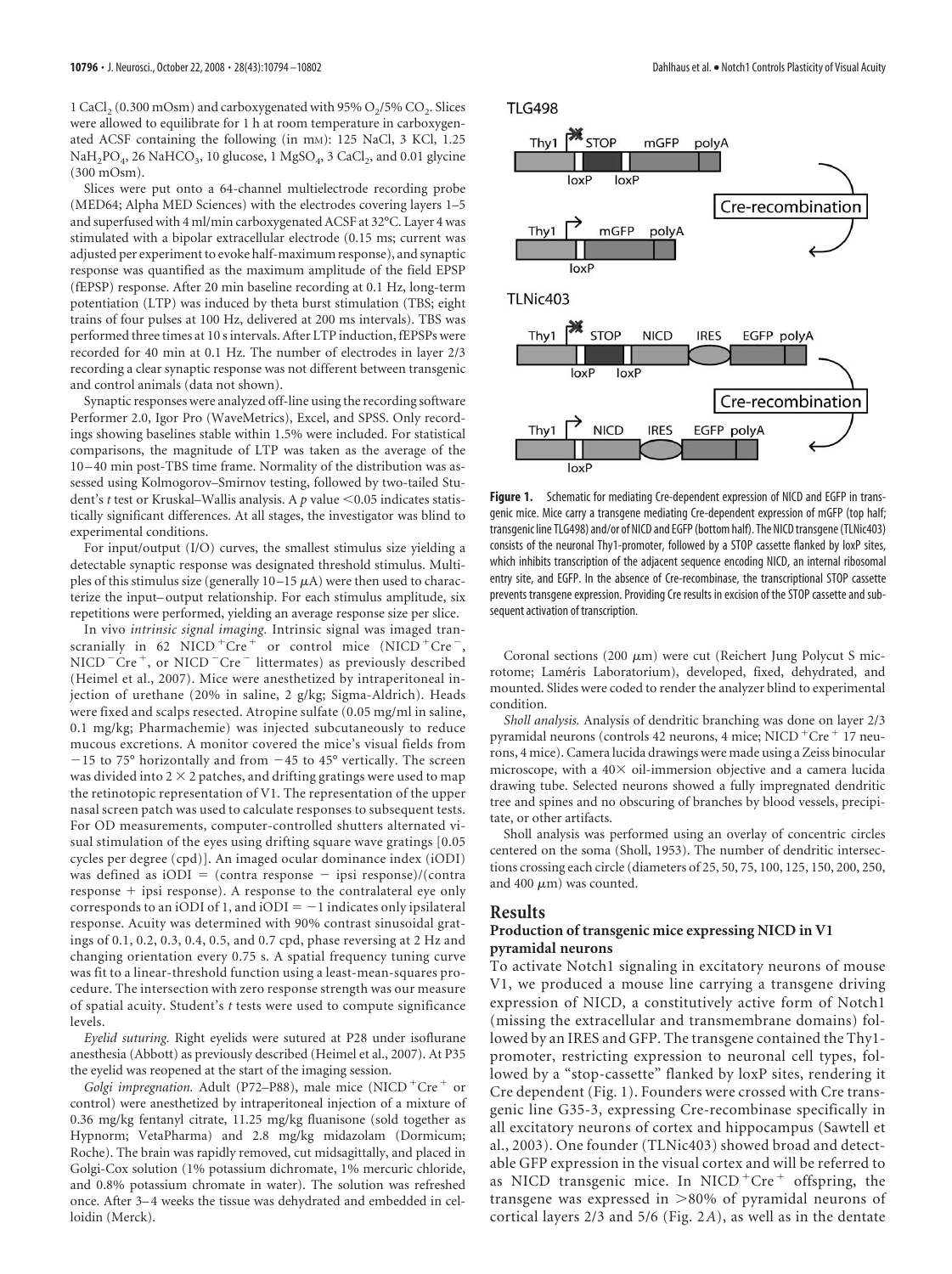1 $CaCl_2$ (0.300 mOsm) and carboxygenated with 95% $O_2$/5% $CO_2$. Slices were allowed to equilibrate for 1 h at room temperature in carboxygenated ACSF containing the following (in mM): 125 NaCl, 3 KCl, 1.25 $NaH_2PO_4$, 26 $NaHCO_3$, 10 glucose, 1 $MgSO_4$, 3 $CaCl_2$, and 0.01 glycine (300 mOsm).

Slices were put onto a 64-channel multielectrode recording probe (MED64; Alpha MED Sciences) with the electrodes covering layers 1–5 and superfused with 4 ml/min carboxygenated ACSF at 32°C. Layer 4 was stimulated with a bipolar extracellular electrode (0.15 ms; current was adjusted per experiment to evoke half-maximum response), and synaptic response was quantified as the maximum amplitude of the field EPSP (fEPSP) response. After 20 min baseline recording at 0.1 Hz, long-term potentiation (LTP) was induced by theta burst stimulation (TBS; eight trains of four pulses at 100 Hz, delivered at 200 ms intervals). TBS was performed three times at 10 s intervals. After LTP induction, fEPSPs were recorded for 40 min at 0.1 Hz. The number of electrodes in layer 2/3 recording a clear synaptic response was not different between transgenic and control animals (data not shown).

Synaptic responses were analyzed off-line using the recording software Performer 2.0, Igor Pro (WaveMetrics), Excel, and SPSS. Only recordings showing baselines stable within 1.5% were included. For statistical comparisons, the magnitude of LTP was taken as the average of the 10–40 min post-TBS time frame. Normality of the distribution was assessed using Kolmogorov–Smirnov testing, followed by two-tailed Student's *t* test or Kruskal–Wallis analysis. A $p$ value $<0.05$ indicates statistically significant differences. At all stages, the investigator was blind to experimental conditions.

For input/output (I/O) curves, the smallest stimulus size yielding a detectable synaptic response was designated threshold stimulus. Multiples of this stimulus size (generally 10–15 μA) were then used to characterize the input–output relationship. For each stimulus amplitude, six repetitions were performed, yielding an average response size per slice.

*In vivo intrinsic signal imaging.* Intrinsic signal was imaged transcranially in 62 $NICD^+Cre^+$ or control mice ($NICD^+Cre^-$, $NICD^-Cre^+$, or $NICD^-Cre^-$ littermates) as previously described (Heimel et al., 2007). Mice were anesthetized by intraperitoneal injection of urethane (20% in saline, 2 g/kg; Sigma-Aldrich). Heads were fixed and scalps resected. Atropine sulfate (0.05 mg/ml in saline, 0.1 mg/kg; Pharmachemie) was injected subcutaneously to reduce mucous excretions. A monitor covered the mice's visual fields from −15 to 75° horizontally and from −45 to 45° vertically. The screen was divided into 2 × 2 patches, and drifting gratings were used to map the retinotopic representation of V1. The representation of the upper nasal screen patch was used to calculate responses to subsequent tests. For OD measurements, computer-controlled shutters alternated visual stimulation of the eyes using drifting square wave gratings [0.05 cycles per degree (cpd)]. An imaged ocular dominance index (iODI) was defined as iODI = (contra response − ipsi response)/(contra response + ipsi response). A response to the contralateral eye only corresponds to an iODI of 1, and iODI = −1 indicates only ipsilateral response. Acuity was determined with 90% contrast sinusoidal gratings of 0.1, 0.2, 0.3, 0.4, 0.5, and 0.7 cpd, phase reversing at 2 Hz and changing orientation every 0.75 s. A spatial frequency tuning curve was fit to a linear-threshold function using a least-mean-squares procedure. The intersection with zero response strength was our measure of spatial acuity. Student's *t* tests were used to compute significance levels.

*Eyelid suturing.* Right eyelids were sutured at P28 under isoflurane anesthesia (Abbott) as previously described (Heimel et al., 2007). At P35 the eyelid was reopened at the start of the imaging session.

*Golgi impregnation.* Adult (P72–P88), male mice ($NICD^+Cre^+$ or control) were anesthetized by intraperitoneal injection of a mixture of 0.36 mg/kg fentanyl citrate, 11.25 mg/kg fluanisone (sold together as Hypnorm; VetaPharma) and 2.8 mg/kg midazolam (Dormicum; Roche). The brain was rapidly removed, cut midsagittally, and placed in Golgi-Cox solution (1% potassium dichromate, 1% mercuric chloride, and 0.8% potassium chromate in water). The solution was refreshed once. After 3–4 weeks the tissue was dehydrated and embedded in celloidin (Merck).

**Figure 1.** Schematic for mediating Cre-dependent expression of NICD and EGFP in transgenic mice. Mice carry a transgene mediating Cre-dependent expression of mGFP (top half; transgenic line TLG498) and/or of NICD and EGFP (bottom half). The NICD transgene (TLNic403) consists of the neuronal Thy1-promoter, followed by a STOP cassette flanked by loxP sites, which inhibits transcription of the adjacent sequence encoding NICD, an internal ribosomal entry site, and EGFP. In the absence of Cre-recombinase, the transcriptional STOP cassette prevents transgene expression. Providing Cre results in excision of the STOP cassette and subsequent activation of transcription.

Coronal sections (200 μm) were cut (Reichert Jung Polycut S microtome; Laméris Laboratorium), developed, fixed, dehydrated, and mounted. Slides were coded to render the analyzer blind to experimental condition.

*Sholl analysis.* Analysis of dendritic branching was done on layer 2/3 pyramidal neurons (controls 42 neurons, 4 mice; $NICD^+Cre^+$ 17 neurons, 4 mice). Camera lucida drawings were made using a Zeiss binocular microscope, with a 40× oil-immersion objective and a camera lucida drawing tube. Selected neurons showed a fully impregnated dendritic tree and spines and no obscuring of branches by blood vessels, precipitate, or other artifacts.

Sholl analysis was performed using an overlay of concentric circles centered on the soma (Sholl, 1953). The number of dendritic intersections crossing each circle (diameters of 25, 50, 75, 100, 125, 150, 200, 250, and 400 μm) was counted.

## Results

### Production of transgenic mice expressing NICD in V1 pyramidal neurons

To activate Notch1 signaling in excitatory neurons of mouse V1, we produced a mouse line carrying a transgene driving expression of NICD, a constitutively active form of Notch1 (missing the extracellular and transmembrane domains) followed by an IRES and GFP. The transgene contained the Thy1-promoter, restricting expression to neuronal cell types, followed by a "stop-cassette" flanked by loxP sites, rendering it Cre dependent (Fig. 1). Founders were crossed with Cre transgenic line G35-3, expressing Cre-recombinase specifically in all excitatory neurons of cortex and hippocampus (Sawtell et al., 2003). One founder (TLNic403) showed broad and detectable GFP expression in the visual cortex and will be referred to as NICD transgenic mice. In $NICD^+Cre^+$ offspring, the transgene was expressed in >80% of pyramidal neurons of cortical layers 2/3 and 5/6 (Fig. 2*A*), as well as in the dentate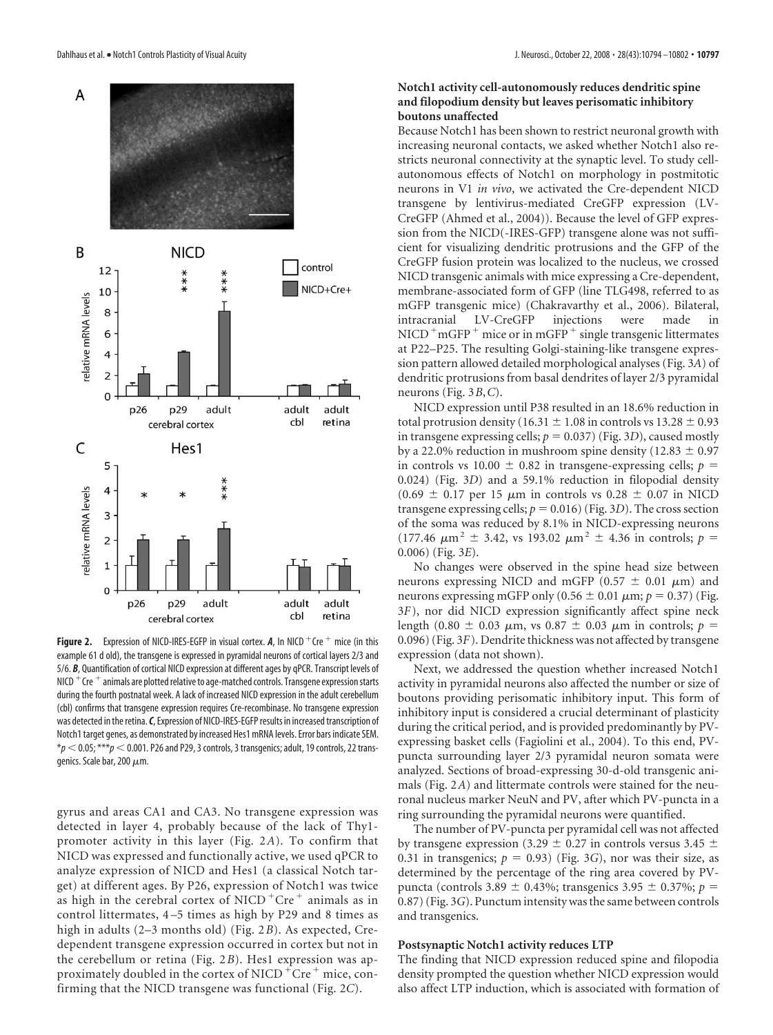**Figure 2.** Expression of NICD-IRES-EGFP in visual cortex. ***A***, In NICD $^+$ Cre $^+$ mice (in this example 61 d old), the transgene is expressed in pyramidal neurons of cortical layers 2/3 and 5/6. ***B***, Quantification of cortical NICD expression at different ages by qPCR. Transcript levels of NICD $^+$ Cre $^+$ animals are plotted relative to age-matched controls. Transgene expression starts during the fourth postnatal week. A lack of increased NICD expression in the adult cerebellum (cbl) confirms that transgene expression requires Cre-recombinase. No transgene expression was detected in the retina. ***C***, Expression of NICD-IRES-EGFP results in increased transcription of Notch1 target genes, as demonstrated by increased Hes1 mRNA levels. Error bars indicate SEM. $*p < 0.05$; $***p < 0.001$. P26 and P29, 3 controls, 3 transgenics; adult, 19 controls, 22 transgenics. Scale bar, 200 μm.

gyrus and areas CA1 and CA3. No transgene expression was detected in layer 4, probably because of the lack of Thy1-promoter activity in this layer (Fig. 2*A*). To confirm that NICD was expressed and functionally active, we used qPCR to analyze expression of NICD and Hes1 (a classical Notch target) at different ages. By P26, expression of Notch1 was twice as high in the cerebral cortex of NICD $^+$ Cre $^+$ animals as in control littermates, 4–5 times as high by P29 and 8 times as high in adults (2–3 months old) (Fig. 2*B*). As expected, Cre-dependent transgene expression occurred in cortex but not in the cerebellum or retina (Fig. 2*B*). Hes1 expression was approximately doubled in the cortex of NICD $^+$ Cre $^+$ mice, confirming that the NICD transgene was functional (Fig. 2*C*).

### Notch1 activity cell-autonomously reduces dendritic spine and filopodium density but leaves perisomatic inhibitory boutons unaffected

Because Notch1 has been shown to restrict neuronal growth with increasing neuronal contacts, we asked whether Notch1 also restricts neuronal connectivity at the synaptic level. To study cell-autonomous effects of Notch1 on morphology in postmitotic neurons in V1 *in vivo*, we activated the Cre-dependent NICD transgene by lentivirus-mediated CreGFP expression (LV-CreGFP (Ahmed et al., 2004)). Because the level of GFP expression from the NICD(-IRES-GFP) transgene alone was not sufficient for visualizing dendritic protrusions and the GFP of the CreGFP fusion protein was localized to the nucleus, we crossed NICD transgenic animals with mice expressing a Cre-dependent, membrane-associated form of GFP (line TLG498, referred to as mGFP transgenic mice) (Chakravarthy et al., 2006). Bilateral, intracranial LV-CreGFP injections were made in NICD $^+$ mGFP $^+$ mice or in mGFP $^+$ single transgenic littermates at P22–P25. The resulting Golgi-staining-like transgene expression pattern allowed detailed morphological analyses (Fig. 3*A*) of dendritic protrusions from basal dendrites of layer 2/3 pyramidal neurons (Fig. 3*B*,*C*).

NICD expression until P38 resulted in an 18.6% reduction in total protrusion density (16.31 ± 1.08 in controls vs 13.28 ± 0.93 in transgene expressing cells; $p = 0.037$) (Fig. 3*D*), caused mostly by a 22.0% reduction in mushroom spine density (12.83 ± 0.97 in controls vs 10.00 ± 0.82 in transgene-expressing cells; $p = 0.024$) (Fig. 3*D*) and a 59.1% reduction in filopodial density (0.69 ± 0.17 per 15 μm in controls vs 0.28 ± 0.07 in NICD transgene expressing cells; $p = 0.016$) (Fig. 3*D*). The cross section of the soma was reduced by 8.1% in NICD-expressing neurons (177.46 $\mu m^2$ ± 3.42, vs 193.02 $\mu m^2$ ± 4.36 in controls; $p = 0.006$) (Fig. 3*E*).

No changes were observed in the spine head size between neurons expressing NICD and mGFP (0.57 ± 0.01 μm) and neurons expressing mGFP only (0.56 ± 0.01 μm; $p = 0.37$) (Fig. 3*F*), nor did NICD expression significantly affect spine neck length (0.80 ± 0.03 μm, vs 0.87 ± 0.03 μm in controls; $p = 0.096$) (Fig. 3*F*). Dendrite thickness was not affected by transgene expression (data not shown).

Next, we addressed the question whether increased Notch1 activity in pyramidal neurons also affected the number or size of boutons providing perisomatic inhibitory input. This form of inhibitory input is considered a crucial determinant of plasticity during the critical period, and is provided predominantly by PV-expressing basket cells (Fagiolini et al., 2004). To this end, PV-puncta surrounding layer 2/3 pyramidal neuron somata were analyzed. Sections of broad-expressing 30-d-old transgenic animals (Fig. 2*A*) and littermate controls were stained for the neuronal nucleus marker NeuN and PV, after which PV-puncta in a ring surrounding the pyramidal neurons were quantified.

The number of PV-puncta per pyramidal cell was not affected by transgene expression (3.29 ± 0.27 in controls versus 3.45 ± 0.31 in transgenics; $p = 0.93$) (Fig. 3*G*), nor was their size, as determined by the percentage of the ring area covered by PV-puncta (controls 3.89 ± 0.43%; transgenics 3.95 ± 0.37%; $p = 0.87$) (Fig. 3*G*). Punctum intensity was the same between controls and transgenics.

### Postsynaptic Notch1 activity reduces LTP

The finding that NICD expression reduced spine and filopodia density prompted the question whether NICD expression would also affect LTP induction, which is associated with formation of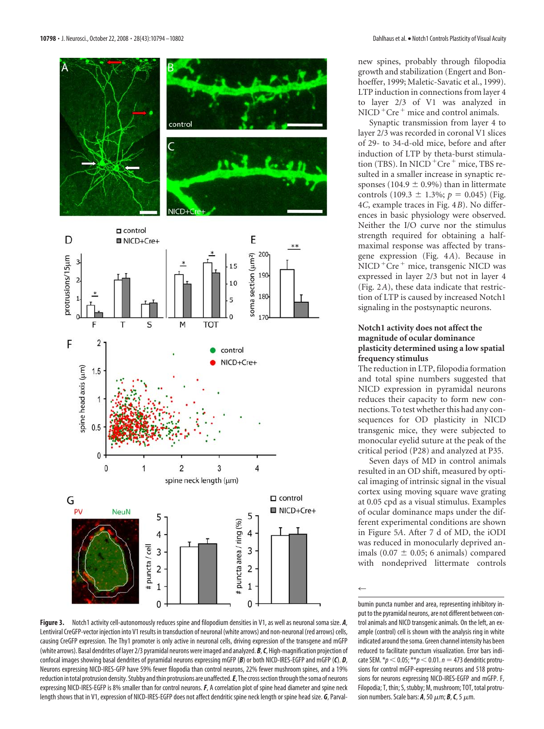Figure 3. Notch1 activity cell-autonomously reduces spine and filopodium densities in V1, as well as neuronal soma size. ***A***, Lentiviral CreGFP-vector injection into V1 results in transduction of neuronal (white arrows) and non-neuronal (red arrows) cells, causing CreGFP expression. The Thy1 promoter is only active in neuronal cells, driving expression of the transgene and mGFP (white arrows). Basal dendrites of layer 2/3 pyramidal neurons were imaged and analyzed. ***B***, ***C***, High-magnification projection of confocal images showing basal dendrites of pyramidal neurons expressing mGFP (***B***) or both NICD-IRES-EGFP and mGFP (***C***). ***D***, Neurons expressing NICD-IRES-GFP have 59% fewer filopodia than control neurons, 22% fewer mushroom spines, and a 19% reduction in total protrusion density. Stubby and thin protrusions are unaffected. ***E***, The cross section through the soma of neurons expressing NICD-IRES-EGFP is 8% smaller than for control neurons. ***F***, A correlation plot of spine head diameter and spine neck length shows that in V1, expression of NICD-IRES-EGFP does not affect dendritic spine neck length or spine head size. ***G***, Parvalbumin puncta number and area, representing inhibitory input to the pyramidal neurons, are not different between control animals and NICD transgenic animals. On the left, an example (control) cell is shown with the analysis ring in white indicated around the soma. Green channel intensity has been reduced to facilitate punctum visualization. Error bars indicate SEM. $^{*}p < 0.05$; $^{**}p < 0.01$. $n = 473$ dendritic protrusions for control mGFP-expressing neurons and 518 protrusions for neurons expressing NICD-IRES-EGFP and mGFP. F, Filopodia; T, thin; S, stubby; M, mushroom; TOT, total protrusion numbers. Scale bars: ***A***, 50 μm; ***B***, ***C***, 5 μm.

new spines, probably through filopodia growth and stabilization (Engert and Bonhoeffer, 1999; Maletic-Savatic et al., 1999). LTP induction in connections from layer 4 to layer 2/3 of V1 was analyzed in NICD$^{+}$Cre$^{+}$ mice and control animals.

Synaptic transmission from layer 4 to layer 2/3 was recorded in coronal V1 slices of 29- to 34-d-old mice, before and after induction of LTP by theta-burst stimulation (TBS). In NICD$^{+}$Cre$^{+}$ mice, TBS resulted in a smaller increase in synaptic responses (104.9 ± 0.9%) than in littermate controls (109.3 ± 1.3%; $p = 0.045$) (Fig. 4*C*, example traces in Fig. 4*B*). No differences in basic physiology were observed. Neither the I/O curve nor the stimulus strength required for obtaining a half-maximal response was affected by transgene expression (Fig. 4*A*). Because in NICD$^{+}$Cre$^{+}$ mice, transgenic NICD was expressed in layer 2/3 but not in layer 4 (Fig. 2*A*), these data indicate that restriction of LTP is caused by increased Notch1 signaling in the postsynaptic neurons.

### Notch1 activity does not affect the magnitude of ocular dominance plasticity determined using a low spatial frequency stimulus

The reduction in LTP, filopodia formation and total spine numbers suggested that NICD expression in pyramidal neurons reduces their capacity to form new connections. To test whether this had any consequences for OD plasticity in NICD transgenic mice, they were subjected to monocular eyelid suture at the peak of the critical period (P28) and analyzed at P35.

Seven days of MD in control animals resulted in an OD shift, measured by optical imaging of intrinsic signal in the visual cortex using moving square wave grating at 0.05 cpd as a visual stimulus. Examples of ocular dominance maps under the different experimental conditions are shown in Figure 5*A*. After 7 d of MD, the iODI was reduced in monocularly deprived animals (0.07 ± 0.05; 6 animals) compared with nondeprived littermate controls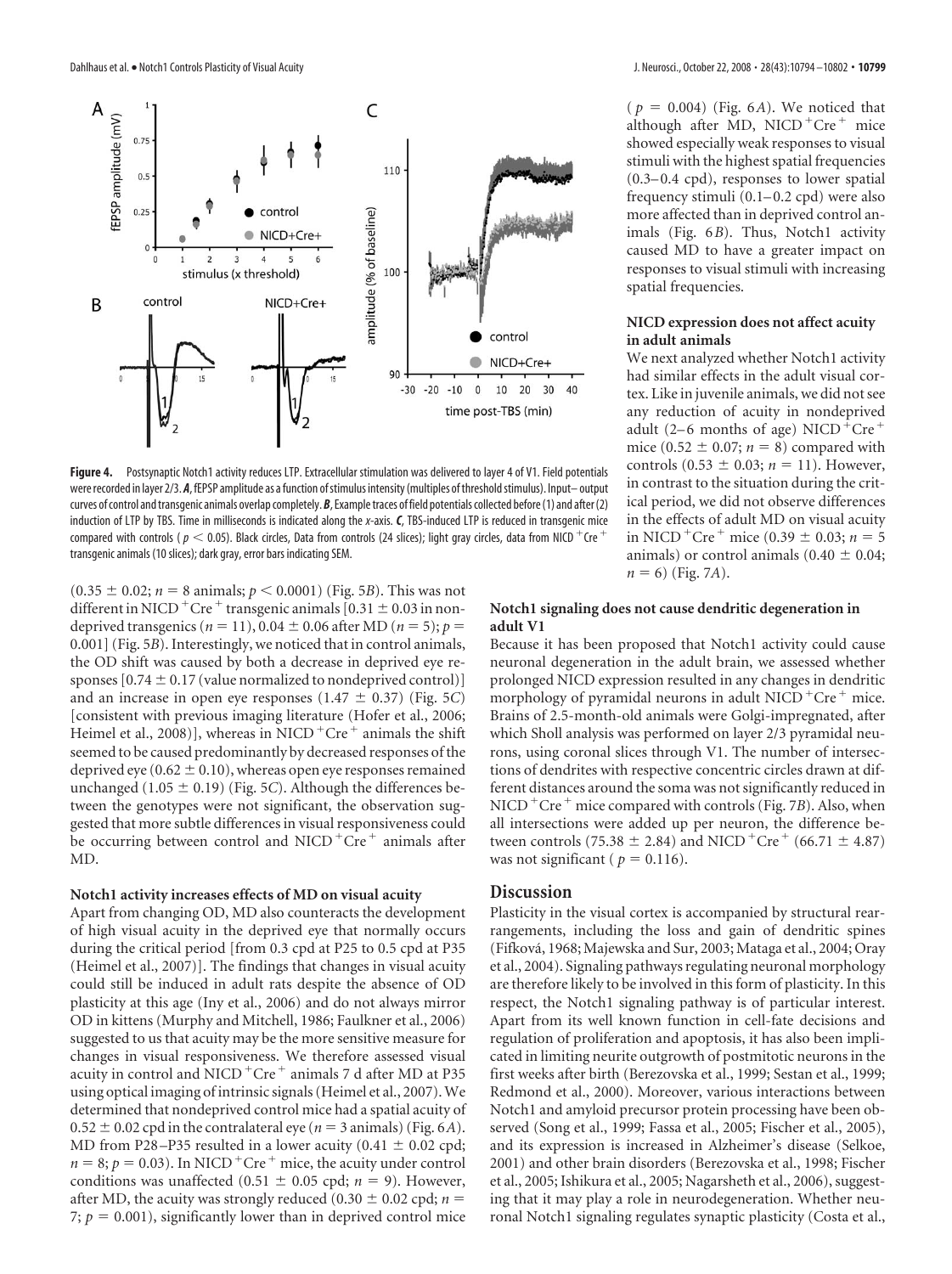**Figure 4.** Postsynaptic Notch1 activity reduces LTP. Extracellular stimulation was delivered to layer 4 of V1. Field potentials were recorded in layer 2/3. ***A***, fEPSP amplitude as a function of stimulus intensity (multiples of threshold stimulus). Input–output curves of control and transgenic animals overlap completely. ***B***, Example traces of field potentials collected before (1) and after (2) induction of LTP by TBS. Time in milliseconds is indicated along the *x*-axis. ***C***, TBS-induced LTP is reduced in transgenic mice compared with controls ($p < 0.05$). Black circles, Data from controls (24 slices); light gray circles, data from NICD$^+$Cre$^+$ transgenic animals (10 slices); dark gray, error bars indicating SEM.

($0.35 \pm 0.02$; $n = 8$ animals; $p < 0.0001$) (Fig. 5*B*). This was not different in NICD$^+$Cre$^+$ transgenic animals [$0.31 \pm 0.03$ in nondeprived transgenics ($n = 11$), $0.04 \pm 0.06$ after MD ($n = 5$); $p = 0.001$] (Fig. 5*B*). Interestingly, we noticed that in control animals, the OD shift was caused by both a decrease in deprived eye responses [$0.74 \pm 0.17$ (value normalized to nondeprived control)] and an increase in open eye responses ($1.47 \pm 0.37$) (Fig. 5*C*) [consistent with previous imaging literature (Hofer et al., 2006; Heimel et al., 2008)], whereas in NICD$^+$Cre$^+$ animals the shift seemed to be caused predominantly by decreased responses of the deprived eye ($0.62 \pm 0.10$), whereas open eye responses remained unchanged ($1.05 \pm 0.19$) (Fig. 5*C*). Although the differences between the genotypes were not significant, the observation suggested that more subtle differences in visual responsiveness could be occurring between control and NICD$^+$Cre$^+$ animals after MD.

### Notch1 activity increases effects of MD on visual acuity

Apart from changing OD, MD also counteracts the development of high visual acuity in the deprived eye that normally occurs during the critical period [from 0.3 cpd at P25 to 0.5 cpd at P35 (Heimel et al., 2007)]. The findings that changes in visual acuity could still be induced in adult rats despite the absence of OD plasticity at this age (Iny et al., 2006) and do not always mirror OD in kittens (Murphy and Mitchell, 1986; Faulkner et al., 2006) suggested to us that acuity may be the more sensitive measure for changes in visual responsiveness. We therefore assessed visual acuity in control and NICD$^+$Cre$^+$ animals 7 d after MD at P35 using optical imaging of intrinsic signals (Heimel et al., 2007). We determined that nondeprived control mice had a spatial acuity of $0.52 \pm 0.02$ cpd in the contralateral eye ($n = 3$ animals) (Fig. 6*A*). MD from P28–P35 resulted in a lower acuity ($0.41 \pm 0.02$ cpd; $n = 8$; $p = 0.03$). In NICD$^+$Cre$^+$ mice, the acuity under control conditions was unaffected ($0.51 \pm 0.05$ cpd; $n = 9$). However, after MD, the acuity was strongly reduced ($0.30 \pm 0.02$ cpd; $n = 7$; $p = 0.001$), significantly lower than in deprived control mice ($p = 0.004$) (Fig. 6*A*). We noticed that although after MD, NICD$^+$Cre$^+$ mice showed especially weak responses to visual stimuli with the highest spatial frequencies (0.3–0.4 cpd), responses to lower spatial frequency stimuli (0.1–0.2 cpd) were also more affected than in deprived control animals (Fig. 6*B*). Thus, Notch1 activity caused MD to have a greater impact on responses to visual stimuli with increasing spatial frequencies.

### NICD expression does not affect acuity in adult animals

We next analyzed whether Notch1 activity had similar effects in the adult visual cortex. Like in juvenile animals, we did not see any reduction of acuity in nondeprived adult (2–6 months of age) NICD$^+$Cre$^+$ mice ($0.52 \pm 0.07$; $n = 8$) compared with controls ($0.53 \pm 0.03$; $n = 11$). However, in contrast to the situation during the critical period, we did not observe differences in the effects of adult MD on visual acuity in NICD$^+$Cre$^+$ mice ($0.39 \pm 0.03$; $n = 5$ animals) or control animals ($0.40 \pm 0.04$; $n = 6$) (Fig. 7*A*).

### Notch1 signaling does not cause dendritic degeneration in adult V1

Because it has been proposed that Notch1 activity could cause neuronal degeneration in the adult brain, we assessed whether prolonged NICD expression resulted in any changes in dendritic morphology of pyramidal neurons in adult NICD$^+$Cre$^+$ mice. Brains of 2.5-month-old animals were Golgi-impregnated, after which Sholl analysis was performed on layer 2/3 pyramidal neurons, using coronal slices through V1. The number of intersections of dendrites with respective concentric circles drawn at different distances around the soma was not significantly reduced in NICD$^+$Cre$^+$ mice compared with controls (Fig. 7*B*). Also, when all intersections were added up per neuron, the difference between controls ($75.38 \pm 2.84$) and NICD$^+$Cre$^+$ ($66.71 \pm 4.87$) was not significant ($p = 0.116$).

## Discussion

Plasticity in the visual cortex is accompanied by structural rearrangements, including the loss and gain of dendritic spines (Fifková, 1968; Majewska and Sur, 2003; Mataga et al., 2004; Oray et al., 2004). Signaling pathways regulating neuronal morphology are therefore likely to be involved in this form of plasticity. In this respect, the Notch1 signaling pathway is of particular interest. Apart from its well known function in cell-fate decisions and regulation of proliferation and apoptosis, it has also been implicated in limiting neurite outgrowth of postmitotic neurons in the first weeks after birth (Berezovska et al., 1999; Sestan et al., 1999; Redmond et al., 2000). Moreover, various interactions between Notch1 and amyloid precursor protein processing have been observed (Song et al., 1999; Fassa et al., 2005; Fischer et al., 2005), and its expression is increased in Alzheimer's disease (Selkoe, 2001) and other brain disorders (Berezovska et al., 1998; Fischer et al., 2005; Ishikura et al., 2005; Nagarsheth et al., 2006), suggesting that it may play a role in neurodegeneration. Whether neuronal Notch1 signaling regulates synaptic plasticity (Costa et al.,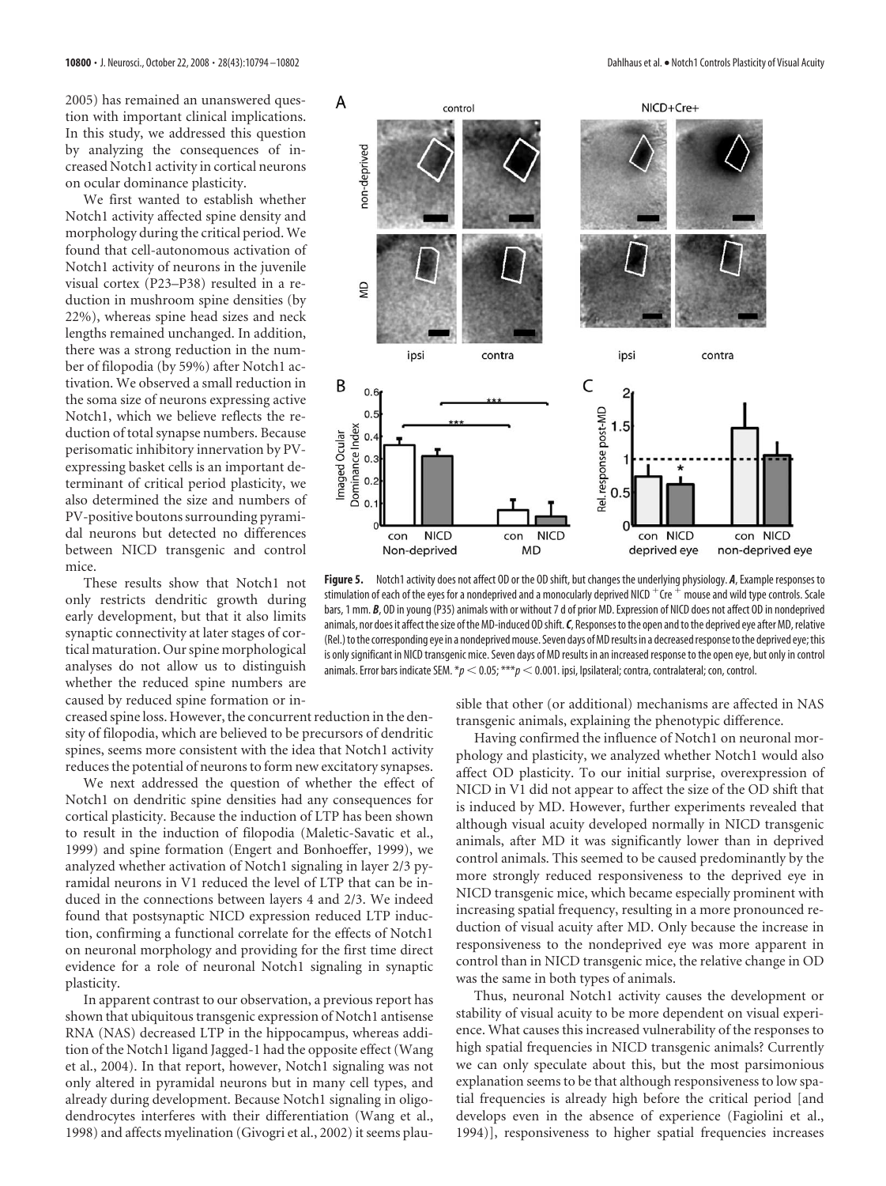2005) has remained an unanswered question with important clinical implications. In this study, we addressed this question by analyzing the consequences of increased Notch1 activity in cortical neurons on ocular dominance plasticity.

We first wanted to establish whether Notch1 activity affected spine density and morphology during the critical period. We found that cell-autonomous activation of Notch1 activity of neurons in the juvenile visual cortex (P23–P38) resulted in a reduction in mushroom spine densities (by 22%), whereas spine head sizes and neck lengths remained unchanged. In addition, there was a strong reduction in the number of filopodia (by 59%) after Notch1 activation. We observed a small reduction in the soma size of neurons expressing active Notch1, which we believe reflects the reduction of total synapse numbers. Because perisomatic inhibitory innervation by PV-expressing basket cells is an important determinant of critical period plasticity, we also determined the size and numbers of PV-positive boutons surrounding pyramidal neurons but detected no differences between NICD transgenic and control mice.

These results show that Notch1 not only restricts dendritic growth during early development, but that it also limits synaptic connectivity at later stages of cortical maturation. Our spine morphological analyses do not allow us to distinguish whether the reduced spine numbers are caused by reduced spine formation or increased spine loss. However, the concurrent reduction in the density of filopodia, which are believed to be precursors of dendritic spines, seems more consistent with the idea that Notch1 activity reduces the potential of neurons to form new excitatory synapses.

We next addressed the question of whether the effect of Notch1 on dendritic spine densities had any consequences for cortical plasticity. Because the induction of LTP has been shown to result in the induction of filopodia (Maletic-Savatic et al., 1999) and spine formation (Engert and Bonhoeffer, 1999), we analyzed whether activation of Notch1 signaling in layer 2/3 pyramidal neurons in V1 reduced the level of LTP that can be induced in the connections between layers 4 and 2/3. We indeed found that postsynaptic NICD expression reduced LTP induction, confirming a functional correlate for the effects of Notch1 on neuronal morphology and providing for the first time direct evidence for a role of neuronal Notch1 signaling in synaptic plasticity.

In apparent contrast to our observation, a previous report has shown that ubiquitous transgenic expression of Notch1 antisense RNA (NAS) decreased LTP in the hippocampus, whereas addition of the Notch1 ligand Jagged-1 had the opposite effect (Wang et al., 2004). In that report, however, Notch1 signaling was not only altered in pyramidal neurons but in many cell types, and already during development. Because Notch1 signaling in oligodendrocytes interferes with their differentiation (Wang et al., 1998) and affects myelination (Givogri et al., 2002) it seems plausible that other (or additional) mechanisms are affected in NAS transgenic animals, explaining the phenotypic difference.

**Figure 5.** Notch1 activity does not affect OD or the OD shift, but changes the underlying physiology. ***A***, Example responses to stimulation of each of the eyes for a nondeprived and a monocularly deprived NICD $^+$Cre $^+$ mouse and wild type controls. Scale bars, 1 mm. ***B***, OD in young (P35) animals with or without 7 d of prior MD. Expression of NICD does not affect OD in nondeprived animals, nor does it affect the size of the MD-induced OD shift. ***C***, Responses to the open and to the deprived eye after MD, relative (Rel.) to the corresponding eye in a nondeprived mouse. Seven days of MD results in a decreased response to the deprived eye; this is only significant in NICD transgenic mice. Seven days of MD results in an increased response to the open eye, but only in control animals. Error bars indicate SEM. *$p < 0.05$; ***$p < 0.001$. ipsi, Ipsilateral; contra, contralateral; con, control.

Having confirmed the influence of Notch1 on neuronal morphology and plasticity, we analyzed whether Notch1 would also affect OD plasticity. To our initial surprise, overexpression of NICD in V1 did not appear to affect the size of the OD shift that is induced by MD. However, further experiments revealed that although visual acuity developed normally in NICD transgenic animals, after MD it was significantly lower than in deprived control animals. This seemed to be caused predominantly by the more strongly reduced responsiveness to the deprived eye in NICD transgenic mice, which became especially prominent with increasing spatial frequency, resulting in a more pronounced reduction of visual acuity after MD. Only because the increase in responsiveness to the nondeprived eye was more apparent in control than in NICD transgenic mice, the relative change in OD was the same in both types of animals.

Thus, neuronal Notch1 activity causes the development or stability of visual acuity to be more dependent on visual experience. What causes this increased vulnerability of the responses to high spatial frequencies in NICD transgenic animals? Currently we can only speculate about this, but the most parsimonious explanation seems to be that although responsiveness to low spatial frequencies is already high before the critical period [and develops even in the absence of experience (Fagiolini et al., 1994)], responsiveness to higher spatial frequencies increases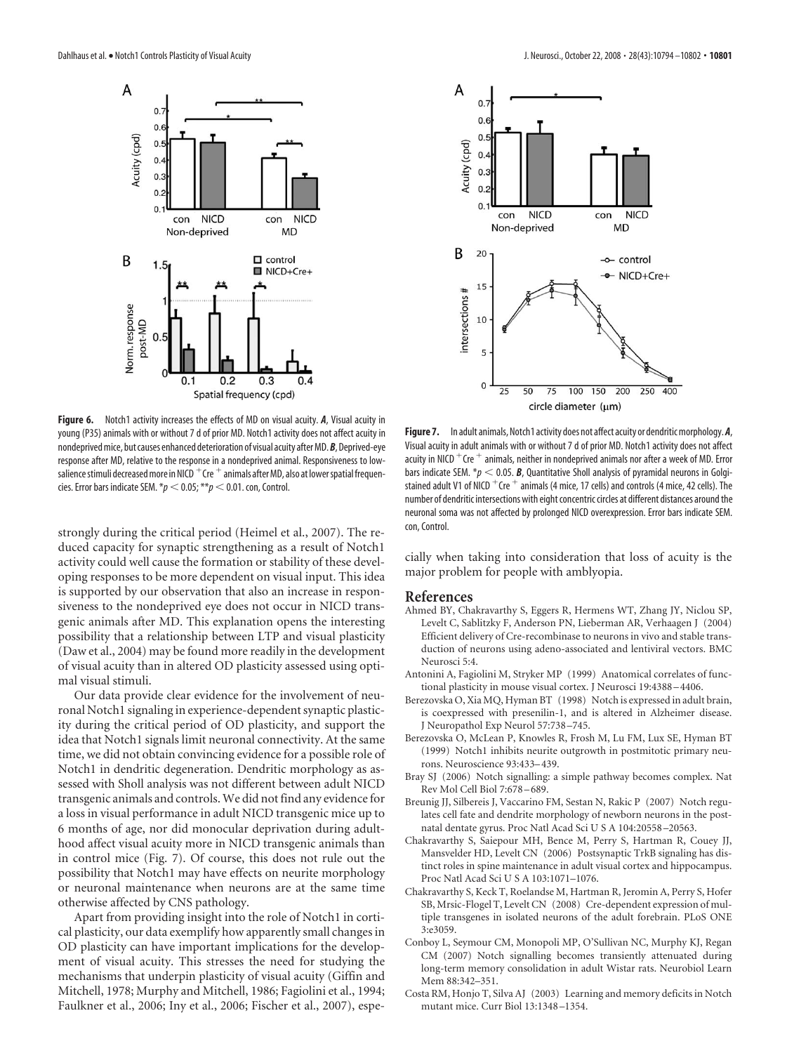**Figure 6.** Notch1 activity increases the effects of MD on visual acuity. ***A***, Visual acuity in young (P35) animals with or without 7 d of prior MD. Notch1 activity does not affect acuity in nondeprived mice, but causes enhanced deterioration of visual acuity after MD. ***B***, Deprived-eye response after MD, relative to the response in a nondeprived animal. Responsiveness to low-salience stimuli decreased more in NICD $^+$Cre $^+$ animals after MD, also at lower spatial frequencies. Error bars indicate SEM. $*p < 0.05$; $**p < 0.01$. con, Control.

strongly during the critical period (Heimel et al., 2007). The reduced capacity for synaptic strengthening as a result of Notch1 activity could well cause the formation or stability of these developing responses to be more dependent on visual input. This idea is supported by our observation that also an increase in responsiveness to the nondeprived eye does not occur in NICD transgenic animals after MD. This explanation opens the interesting possibility that a relationship between LTP and visual plasticity (Daw et al., 2004) may be found more readily in the development of visual acuity than in altered OD plasticity assessed using optimal visual stimuli.

Our data provide clear evidence for the involvement of neuronal Notch1 signaling in experience-dependent synaptic plasticity during the critical period of OD plasticity, and support the idea that Notch1 signals limit neuronal connectivity. At the same time, we did not obtain convincing evidence for a possible role of Notch1 in dendritic degeneration. Dendritic morphology as assessed with Sholl analysis was not different between adult NICD transgenic animals and controls. We did not find any evidence for a loss in visual performance in adult NICD transgenic mice up to 6 months of age, nor did monocular deprivation during adulthood affect visual acuity more in NICD transgenic animals than in control mice (Fig. 7). Of course, this does not rule out the possibility that Notch1 may have effects on neurite morphology or neuronal maintenance when neurons are at the same time otherwise affected by CNS pathology.

Apart from providing insight into the role of Notch1 in cortical plasticity, our data exemplify how apparently small changes in OD plasticity can have important implications for the development of visual acuity. This stresses the need for studying the mechanisms that underpin plasticity of visual acuity (Giffin and Mitchell, 1978; Murphy and Mitchell, 1986; Fagiolini et al., 1994; Faulkner et al., 2006; Iny et al., 2006; Fischer et al., 2007), especially when taking into consideration that loss of acuity is the major problem for people with amblyopia.

**Figure 7.** In adult animals, Notch1 activity does not affect acuity or dendritic morphology. ***A***, Visual acuity in adult animals with or without 7 d of prior MD. Notch1 activity does not affect acuity in NICD $^+$Cre $^+$ animals, neither in nondeprived animals nor after a week of MD. Error bars indicate SEM. $*p < 0.05$. ***B***, Quantitative Sholl analysis of pyramidal neurons in Golgi-stained adult V1 of NICD $^+$Cre $^+$ animals (4 mice, 17 cells) and controls (4 mice, 42 cells). The number of dendritic intersections with eight concentric circles at different distances around the neuronal soma was not affected by prolonged NICD overexpression. Error bars indicate SEM. con, Control.

## References

Ahmed BY, Chakravarthy S, Eggers R, Hermens WT, Zhang JY, Niclou SP, Levelt C, Sablitzky F, Anderson PN, Lieberman AR, Verhaagen J (2004) Efficient delivery of Cre-recombinase to neurons in vivo and stable transduction of neurons using adeno-associated and lentiviral vectors. BMC Neurosci 5:4.

Antonini A, Fagiolini M, Stryker MP (1999) Anatomical correlates of functional plasticity in mouse visual cortex. J Neurosci 19:4388–4406.

Berezovska O, Xia MQ, Hyman BT (1998) Notch is expressed in adult brain, is coexpressed with presenilin-1, and is altered in Alzheimer disease. J Neuropathol Exp Neurol 57:738–745.

Berezovska O, McLean P, Knowles R, Frosh M, Lu FM, Lux SE, Hyman BT (1999) Notch1 inhibits neurite outgrowth in postmitotic primary neurons. Neuroscience 93:433–439.

Bray SJ (2006) Notch signalling: a simple pathway becomes complex. Nat Rev Mol Cell Biol 7:678–689.

Breunig JJ, Silbereis J, Vaccarino FM, Sestan N, Rakic P (2007) Notch regulates cell fate and dendrite morphology of newborn neurons in the postnatal dentate gyrus. Proc Natl Acad Sci U S A 104:20558–20563.

Chakravarthy S, Saiepour MH, Bence M, Perry S, Hartman R, Couey JJ, Mansvelder HD, Levelt CN (2006) Postsynaptic TrkB signaling has distinct roles in spine maintenance in adult visual cortex and hippocampus. Proc Natl Acad Sci U S A 103:1071–1076.

Chakravarthy S, Keck T, Roelandse M, Hartman R, Jeromin A, Perry S, Hofer SB, Mrsic-Flogel T, Levelt CN (2008) Cre-dependent expression of multiple transgenes in isolated neurons of the adult forebrain. PLoS ONE 3:e3059.

Conboy L, Seymour CM, Monopoli MP, O'Sullivan NC, Murphy KJ, Regan CM (2007) Notch signalling becomes transiently attenuated during long-term memory consolidation in adult Wistar rats. Neurobiol Learn Mem 88:342–351.

Costa RM, Honjo T, Silva AJ (2003) Learning and memory deficits in Notch mutant mice. Curr Biol 13:1348–1354.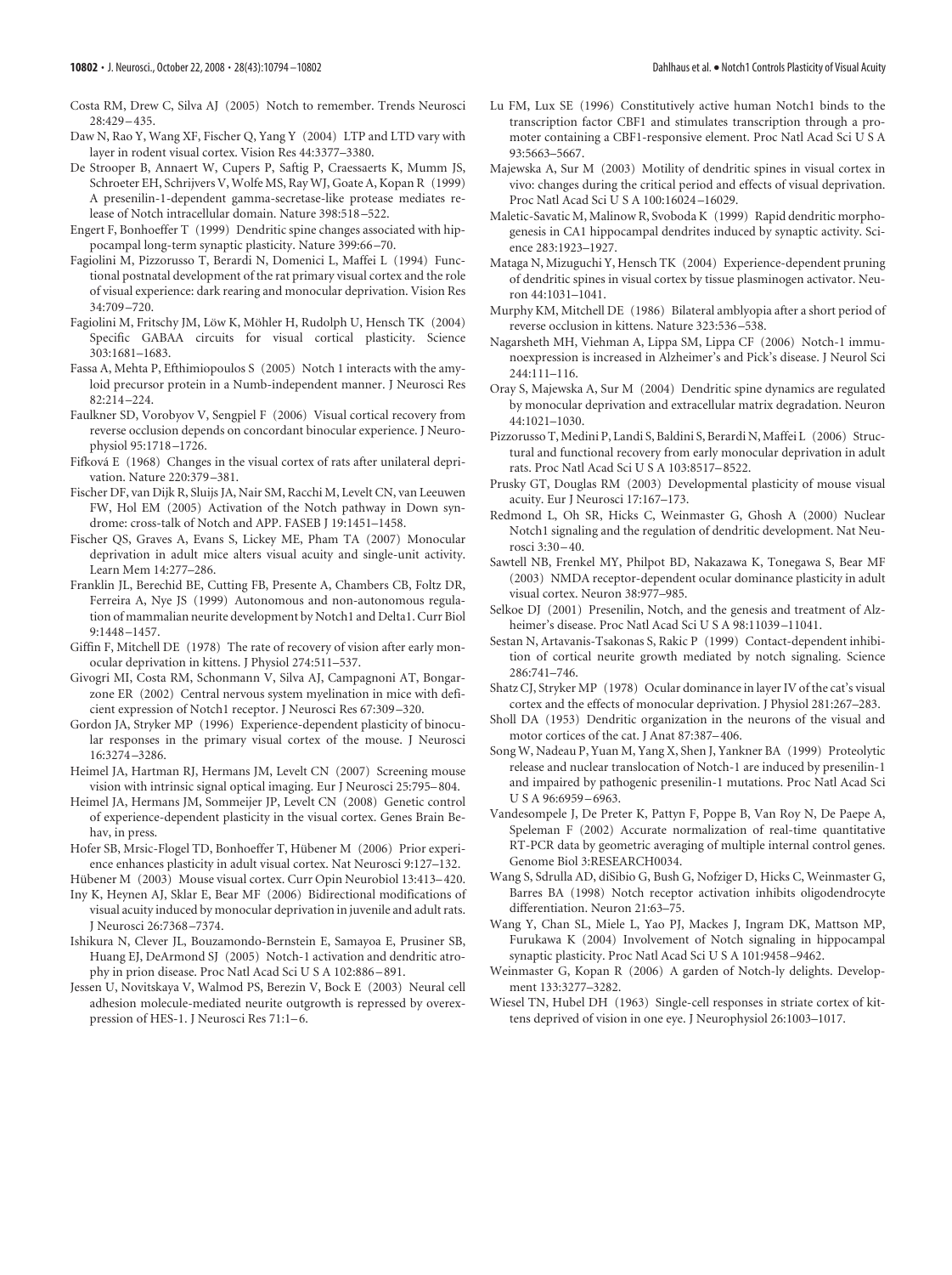Costa RM, Drew C, Silva AJ (2005) Notch to remember. Trends Neurosci 28:429–435.

Daw N, Rao Y, Wang XF, Fischer Q, Yang Y (2004) LTP and LTD vary with layer in rodent visual cortex. Vision Res 44:3377–3380.

De Strooper B, Annaert W, Cupers P, Saftig P, Craessaerts K, Mumm JS, Schroeter EH, Schrijvers V, Wolfe MS, Ray WJ, Goate A, Kopan R (1999) A presenilin-1-dependent gamma-secretase-like protease mediates release of Notch intracellular domain. Nature 398:518–522.

Engert F, Bonhoeffer T (1999) Dendritic spine changes associated with hippocampal long-term synaptic plasticity. Nature 399:66–70.

Fagiolini M, Pizzorusso T, Berardi N, Domenici L, Maffei L (1994) Functional postnatal development of the rat primary visual cortex and the role of visual experience: dark rearing and monocular deprivation. Vision Res 34:709–720.

Fagiolini M, Fritschy JM, Löw K, Möhler H, Rudolph U, Hensch TK (2004) Specific GABAA circuits for visual cortical plasticity. Science 303:1681–1683.

Fassa A, Mehta P, Efthimiopoulos S (2005) Notch 1 interacts with the amyloid precursor protein in a Numb-independent manner. J Neurosci Res 82:214–224.

Faulkner SD, Vorobyov V, Sengpiel F (2006) Visual cortical recovery from reverse occlusion depends on concordant binocular experience. J Neurophysiol 95:1718–1726.

Fifková E (1968) Changes in the visual cortex of rats after unilateral deprivation. Nature 220:379–381.

Fischer DF, van Dijk R, Sluijs JA, Nair SM, Racchi M, Levelt CN, van Leeuwen FW, Hol EM (2005) Activation of the Notch pathway in Down syndrome: cross-talk of Notch and APP. FASEB J 19:1451–1458.

Fischer QS, Graves A, Evans S, Lickey ME, Pham TA (2007) Monocular deprivation in adult mice alters visual acuity and single-unit activity. Learn Mem 14:277–286.

Franklin JL, Berechid BE, Cutting FB, Presente A, Chambers CB, Foltz DR, Ferreira A, Nye JS (1999) Autonomous and non-autonomous regulation of mammalian neurite development by Notch1 and Delta1. Curr Biol 9:1448–1457.

Giffin F, Mitchell DE (1978) The rate of recovery of vision after early monocular deprivation in kittens. J Physiol 274:511–537.

Givogri MI, Costa RM, Schonmann V, Silva AJ, Campagnoni AT, Bongarzone ER (2002) Central nervous system myelination in mice with deficient expression of Notch1 receptor. J Neurosci Res 67:309–320.

Gordon JA, Stryker MP (1996) Experience-dependent plasticity of binocular responses in the primary visual cortex of the mouse. J Neurosci 16:3274–3286.

Heimel JA, Hartman RJ, Hermans JM, Levelt CN (2007) Screening mouse vision with intrinsic signal optical imaging. Eur J Neurosci 25:795–804.

Heimel JA, Hermans JM, Sommeijer JP, Levelt CN (2008) Genetic control of experience-dependent plasticity in the visual cortex. Genes Brain Behav, in press.

Hofer SB, Mrsic-Flogel TD, Bonhoeffer T, Hübener M (2006) Prior experience enhances plasticity in adult visual cortex. Nat Neurosci 9:127–132.

Hübener M (2003) Mouse visual cortex. Curr Opin Neurobiol 13:413–420.

Iny K, Heynen AJ, Sklar E, Bear MF (2006) Bidirectional modifications of visual acuity induced by monocular deprivation in juvenile and adult rats. J Neurosci 26:7368–7374.

Ishikura N, Clever JL, Bouzamondo-Bernstein E, Samayoa E, Prusiner SB, Huang EJ, DeArmond SJ (2005) Notch-1 activation and dendritic atrophy in prion disease. Proc Natl Acad Sci U S A 102:886–891.

Jessen U, Novitskaya V, Walmod PS, Berezin V, Bock E (2003) Neural cell adhesion molecule-mediated neurite outgrowth is repressed by overexpression of HES-1. J Neurosci Res 71:1–6.

Lu FM, Lux SE (1996) Constitutively active human Notch1 binds to the transcription factor CBF1 and stimulates transcription through a promoter containing a CBF1-responsive element. Proc Natl Acad Sci U S A 93:5663–5667.

Majewska A, Sur M (2003) Motility of dendritic spines in visual cortex in vivo: changes during the critical period and effects of visual deprivation. Proc Natl Acad Sci U S A 100:16024–16029.

Maletic-Savatic M, Malinow R, Svoboda K (1999) Rapid dendritic morphogenesis in CA1 hippocampal dendrites induced by synaptic activity. Science 283:1923–1927.

Mataga N, Mizuguchi Y, Hensch TK (2004) Experience-dependent pruning of dendritic spines in visual cortex by tissue plasminogen activator. Neuron 44:1031–1041.

Murphy KM, Mitchell DE (1986) Bilateral amblyopia after a short period of reverse occlusion in kittens. Nature 323:536–538.

Nagarsheth MH, Viehman A, Lippa SM, Lippa CF (2006) Notch-1 immunoexpression is increased in Alzheimer's and Pick's disease. J Neurol Sci 244:111–116.

Oray S, Majewska A, Sur M (2004) Dendritic spine dynamics are regulated by monocular deprivation and extracellular matrix degradation. Neuron 44:1021–1030.

Pizzorusso T, Medini P, Landi S, Baldini S, Berardi N, Maffei L (2006) Structural and functional recovery from early monocular deprivation in adult rats. Proc Natl Acad Sci U S A 103:8517–8522.

Prusky GT, Douglas RM (2003) Developmental plasticity of mouse visual acuity. Eur J Neurosci 17:167–173.

Redmond L, Oh SR, Hicks C, Weinmaster G, Ghosh A (2000) Nuclear Notch1 signaling and the regulation of dendritic development. Nat Neurosci 3:30–40.

Sawtell NB, Frenkel MY, Philpot BD, Nakazawa K, Tonegawa S, Bear MF (2003) NMDA receptor-dependent ocular dominance plasticity in adult visual cortex. Neuron 38:977–985.

Selkoe DJ (2001) Presenilin, Notch, and the genesis and treatment of Alzheimer's disease. Proc Natl Acad Sci U S A 98:11039–11041.

Sestan N, Artavanis-Tsakonas S, Rakic P (1999) Contact-dependent inhibition of cortical neurite growth mediated by notch signaling. Science 286:741–746.

Shatz CJ, Stryker MP (1978) Ocular dominance in layer IV of the cat's visual cortex and the effects of monocular deprivation. J Physiol 281:267–283.

Sholl DA (1953) Dendritic organization in the neurons of the visual and motor cortices of the cat. J Anat 87:387–406.

Song W, Nadeau P, Yuan M, Yang X, Shen J, Yankner BA (1999) Proteolytic release and nuclear translocation of Notch-1 are induced by presenilin-1 and impaired by pathogenic presenilin-1 mutations. Proc Natl Acad Sci U S A 96:6959–6963.

Vandesompele J, De Preter K, Pattyn F, Poppe B, Van Roy N, De Paepe A, Speleman F (2002) Accurate normalization of real-time quantitative RT-PCR data by geometric averaging of multiple internal control genes. Genome Biol 3:RESEARCH0034.

Wang S, Sdrulla AD, diSibio G, Bush G, Nofziger D, Hicks C, Weinmaster G, Barres BA (1998) Notch receptor activation inhibits oligodendrocyte differentiation. Neuron 21:63–75.

Wang Y, Chan SL, Miele L, Yao PJ, Mackes J, Ingram DK, Mattson MP, Furukawa K (2004) Involvement of Notch signaling in hippocampal synaptic plasticity. Proc Natl Acad Sci U S A 101:9458–9462.

Weinmaster G, Kopan R (2006) A garden of Notch-ly delights. Development 133:3277–3282.

Wiesel TN, Hubel DH (1963) Single-cell responses in striate cortex of kittens deprived of vision in one eye. J Neurophysiol 26:1003–1017.